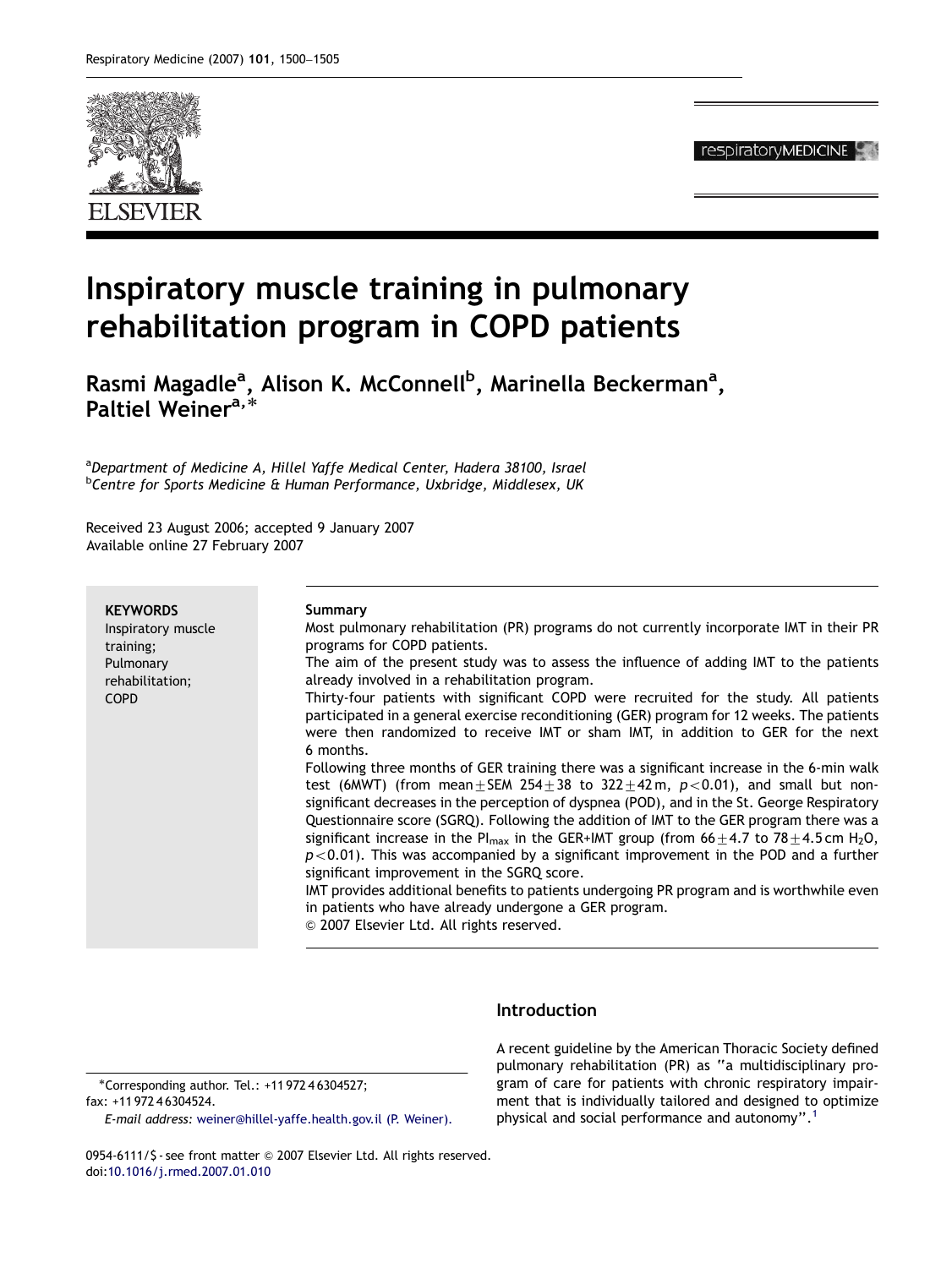# Inspiratory muscle training in pulmonary rehabilitation program in COPD patients

Rasmi Magadle[a], Alison K. McConnell[b], Marinella Beckerman[a], Paltiel Weiner[a,*]

[a]Department of Medicine A, Hillel Yaffe Medical Center, Hadera 38100, Israel
[b]Centre for Sports Medicine & Human Performance, Uxbridge, Middlesex, UK

Received 23 August 2006; accepted 9 January 2007
Available online 27 February 2007

**KEYWORDS**
Inspiratory muscle training;
Pulmonary rehabilitation;
COPD

**Summary**

Most pulmonary rehabilitation (PR) programs do not currently incorporate IMT in their PR programs for COPD patients.

The aim of the present study was to assess the influence of adding IMT to the patients already involved in a rehabilitation program.

Thirty-four patients with significant COPD were recruited for the study. All patients participated in a general exercise reconditioning (GER) program for 12 weeks. The patients were then randomized to receive IMT or sham IMT, in addition to GER for the next 6 months.

Following three months of GER training there was a significant increase in the 6-min walk test (6MWT) (from mean ± SEM 254 ± 38 to 322 ± 42 m, $p < 0.01$), and small but non-significant decreases in the perception of dyspnea (POD), and in the St. George Respiratory Questionnaire score (SGRQ). Following the addition of IMT to the GER program there was a significant increase in the $PI_{max}$ in the GER+IMT group (from 66 ± 4.7 to 78 ± 4.5 cm $H_2O$, $p < 0.01$). This was accompanied by a significant improvement in the POD and a further significant improvement in the SGRQ score.

IMT provides additional benefits to patients undergoing PR program and is worthwhile even in patients who have already undergone a GER program.

© 2007 Elsevier Ltd. All rights reserved.

## Introduction

A recent guideline by the American Thoracic Society defined pulmonary rehabilitation (PR) as "a multidisciplinary program of care for patients with chronic respiratory impairment that is individually tailored and designed to optimize physical and social performance and autonomy".[1]

*Corresponding author. Tel.: +11 972 4 6304527; fax: +11 972 4 6304524.
E-mail address: weiner@hillel-yaffe.health.gov.il (P. Weiner).

0954-6111/$ - see front matter © 2007 Elsevier Ltd. All rights reserved.
doi:10.1016/j.rmed.2007.01.010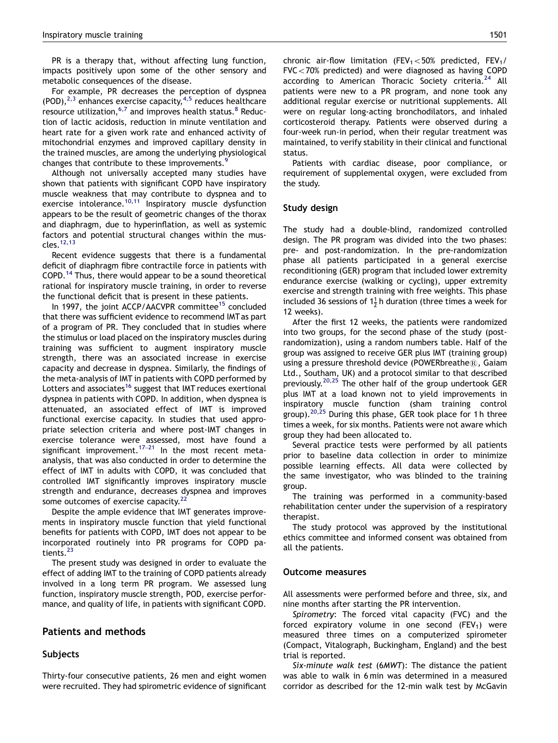PR is a therapy that, without affecting lung function, impacts positively upon some of the other sensory and metabolic consequences of the disease.

For example, PR decreases the perception of dyspnea (POD),[2,3] enhances exercise capacity,[4,5] reduces healthcare resource utilization,[6,7] and improves health status.[8] Reduction of lactic acidosis, reduction in minute ventilation and heart rate for a given work rate and enhanced activity of mitochondrial enzymes and improved capillary density in the trained muscles, are among the underlying physiological changes that contribute to these improvements.[9]

Although not universally accepted many studies have shown that patients with significant COPD have inspiratory muscle weakness that may contribute to dyspnea and to exercise intolerance.[10,11] Inspiratory muscle dysfunction appears to be the result of geometric changes of the thorax and diaphragm, due to hyperinflation, as well as systemic factors and potential structural changes within the muscles.[12,13]

Recent evidence suggests that there is a fundamental deficit of diaphragm fibre contractile force in patients with COPD.[14] Thus, there would appear to be a sound theoretical rational for inspiratory muscle training, in order to reverse the functional deficit that is present in these patients.

In 1997, the joint ACCP/AACVPR committee[15] concluded that there was sufficient evidence to recommend IMT as part of a program of PR. They concluded that in studies where the stimulus or load placed on the inspiratory muscles during training was sufficient to augment inspiratory muscle strength, there was an associated increase in exercise capacity and decrease in dyspnea. Similarly, the findings of the meta-analysis of IMT in patients with COPD performed by Lotters and associates[16] suggest that IMT reduces exertional dyspnea in patients with COPD. In addition, when dyspnea is attenuated, an associated effect of IMT is improved functional exercise capacity. In studies that used appropriate selection criteria and where post-IMT changes in exercise tolerance were assessed, most have found a significant improvement.[17–21] In the most recent meta-analysis, that was also conducted in order to determine the effect of IMT in adults with COPD, it was concluded that controlled IMT significantly improves inspiratory muscle strength and endurance, decreases dyspnea and improves some outcomes of exercise capacity.[22]

Despite the ample evidence that IMT generates improvements in inspiratory muscle function that yield functional benefits for patients with COPD, IMT does not appear to be incorporated routinely into PR programs for COPD patients.[23]

The present study was designed in order to evaluate the effect of adding IMT to the training of COPD patients already involved in a long term PR program. We assessed lung function, inspiratory muscle strength, POD, exercise performance, and quality of life, in patients with significant COPD.

## Patients and methods

### Subjects

Thirty-four consecutive patients, 26 men and eight women were recruited. They had spirometric evidence of significant chronic air-flow limitation ($FEV_1 < 50\%$ predicted, $FEV_1/FVC < 70\%$ predicted) and were diagnosed as having COPD according to American Thoracic Society criteria.[24] All patients were new to a PR program, and none took any additional regular exercise or nutritional supplements. All were on regular long-acting bronchodilators, and inhaled corticosteroid therapy. Patients were observed during a four-week run-in period, when their regular treatment was maintained, to verify stability in their clinical and functional status.

Patients with cardiac disease, poor compliance, or requirement of supplemental oxygen, were excluded from the study.

### Study design

The study had a double-blind, randomized controlled design. The PR program was divided into the two phases: pre- and post-randomization. In the pre-randomization phase all patients participated in a general exercise reconditioning (GER) program that included lower extremity endurance exercise (walking or cycling), upper extremity exercise and strength training with free weights. This phase included 36 sessions of $1\frac{1}{2}$ h duration (three times a week for 12 weeks).

After the first 12 weeks, the patients were randomized into two groups, for the second phase of the study (post-randomization), using a random numbers table. Half of the group was assigned to receive GER plus IMT (training group) using a pressure threshold device (POWERbreathe®, Gaiam Ltd., Southam, UK) and a protocol similar to that described previously.[20,25] The other half of the group undertook GER plus IMT at a load known not to yield improvements in inspiratory muscle function (sham training control group).[20,25] During this phase, GER took place for 1 h three times a week, for six months. Patients were not aware which group they had been allocated to.

Several practice tests were performed by all patients prior to baseline data collection in order to minimize possible learning effects. All data were collected by the same investigator, who was blinded to the training group.

The training was performed in a community-based rehabilitation center under the supervision of a respiratory therapist.

The study protocol was approved by the institutional ethics committee and informed consent was obtained from all the patients.

### Outcome measures

All assessments were performed before and three, six, and nine months after starting the PR intervention.

*Spirometry*: The forced vital capacity (FVC) and the forced expiratory volume in one second ($FEV_1$) were measured three times on a computerized spirometer (Compact, Vitalograph, Buckingham, England) and the best trial is reported.

*Six-minute walk test* (*6MWT*): The distance the patient was able to walk in 6 min was determined in a measured corridor as described for the 12-min walk test by McGavin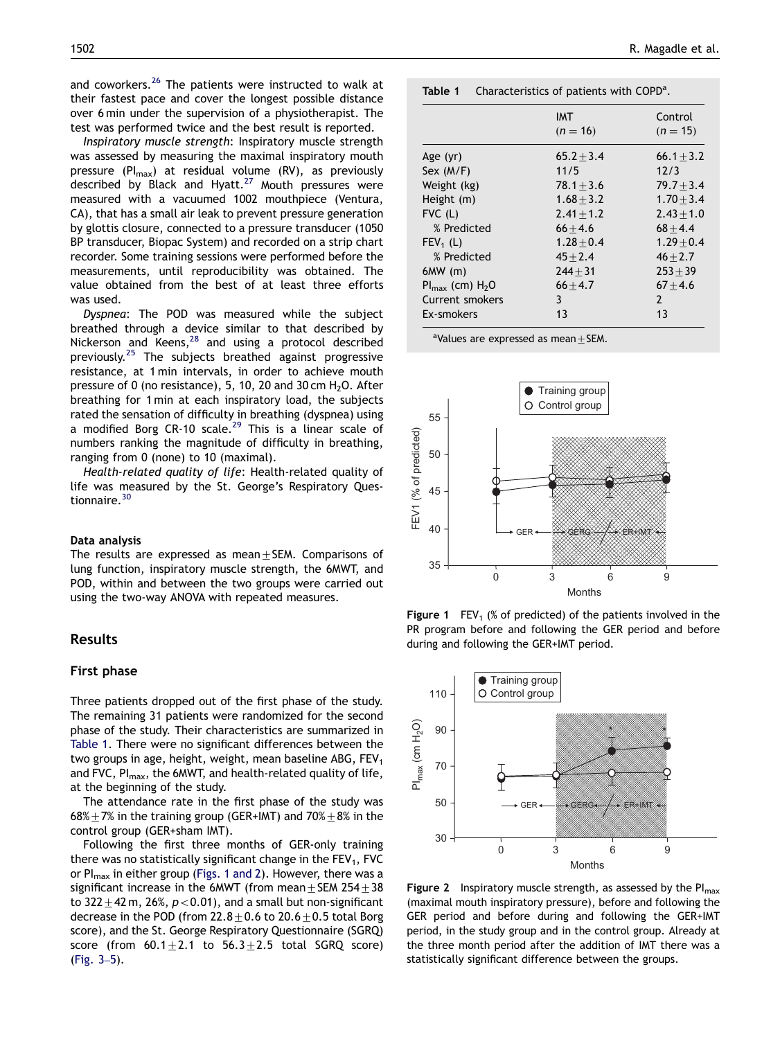and coworkers.[26] The patients were instructed to walk at their fastest pace and cover the longest possible distance over 6 min under the supervision of a physiotherapist. The test was performed twice and the best result is reported.

*Inspiratory muscle strength*: Inspiratory muscle strength was assessed by measuring the maximal inspiratory mouth pressure ($PI_{max}$) at residual volume (RV), as previously described by Black and Hyatt.[27] Mouth pressures were measured with a vacuumed 1002 mouthpiece (Ventura, CA), that has a small air leak to prevent pressure generation by glottis closure, connected to a pressure transducer (1050 BP transducer, Biopac System) and recorded on a strip chart recorder. Some training sessions were performed before the measurements, until reproducibility was obtained. The value obtained from the best of at least three efforts was used.

*Dyspnea*: The POD was measured while the subject breathed through a device similar to that described by Nickerson and Keens,[28] and using a protocol described previously.[25] The subjects breathed against progressive resistance, at 1 min intervals, in order to achieve mouth pressure of 0 (no resistance), 5, 10, 20 and 30 cm $H_2O$. After breathing for 1 min at each inspiratory load, the subjects rated the sensation of difficulty in breathing (dyspnea) using a modified Borg CR-10 scale.[29] This is a linear scale of numbers ranking the magnitude of difficulty in breathing, ranging from 0 (none) to 10 (maximal).

*Health-related quality of life*: Health-related quality of life was measured by the St. George's Respiratory Questionnaire.[30]

### Data analysis

The results are expressed as mean ± SEM. Comparisons of lung function, inspiratory muscle strength, the 6MWT, and POD, within and between the two groups were carried out using the two-way ANOVA with repeated measures.

## Results

### First phase

Three patients dropped out of the first phase of the study. The remaining 31 patients were randomized for the second phase of the study. Their characteristics are summarized in Table 1. There were no significant differences between the two groups in age, height, weight, mean baseline ABG, $FEV_1$ and FVC, $PI_{max}$, the 6MWT, and health-related quality of life, at the beginning of the study.

The attendance rate in the first phase of the study was 68% ± 7% in the training group (GER+IMT) and 70% ± 8% in the control group (GER+sham IMT).

Following the first three months of GER-only training there was no statistically significant change in the $FEV_1$, FVC or $PI_{max}$ in either group (Figs. 1 and 2). However, there was a significant increase in the 6MWT (from mean ± SEM 254 ± 38 to 322 ± 42 m, 26%, $p < 0.01$), and a small but non-significant decrease in the POD (from 22.8 ± 0.6 to 20.6 ± 0.5 total Borg score), and the St. George Respiratory Questionnaire (SGRQ) score (from 60.1 ± 2.1 to 56.3 ± 2.5 total SGRQ score) (Fig. 3–5).

**Table 1** Characteristics of patients with COPD[a].

| | IMT (n = 16) | Control (n = 15) |
|---|---|---|
| Age (yr) | 65.2 ± 3.4 | 66.1 ± 3.2 |
| Sex (M/F) | 11/5 | 12/3 |
| Weight (kg) | 78.1 ± 3.6 | 79.7 ± 3.4 |
| Height (m) | 1.68 ± 3.2 | 1.70 ± 3.4 |
| FVC (L) | 2.41 ± 1.2 | 2.43 ± 1.0 |
| % Predicted | 66 ± 4.6 | 68 ± 4.4 |
| $FEV_1$ (L) | 1.28 ± 0.4 | 1.29 ± 0.4 |
| % Predicted | 45 ± 2.4 | 46 ± 2.7 |
| 6MW (m) | 244 ± 31 | 253 ± 39 |
| $PI_{max}$ (cm) $H_2O$ | 66 ± 4.7 | 67 ± 4.6 |
| Current smokers | 3 | 2 |
| Ex-smokers | 13 | 13 |

[a]Values are expressed as mean ± SEM.

**Figure 1** $FEV_1$ (% of predicted) of the patients involved in the PR program before and following the GER period and before during and following the GER+IMT period.

**Figure 2** Inspiratory muscle strength, as assessed by the $PI_{max}$ (maximal mouth inspiratory pressure), before and following the GER period and before during and following the GER+IMT period, in the study group and in the control group. Already at the three month period after the addition of IMT there was a statistically significant difference between the groups.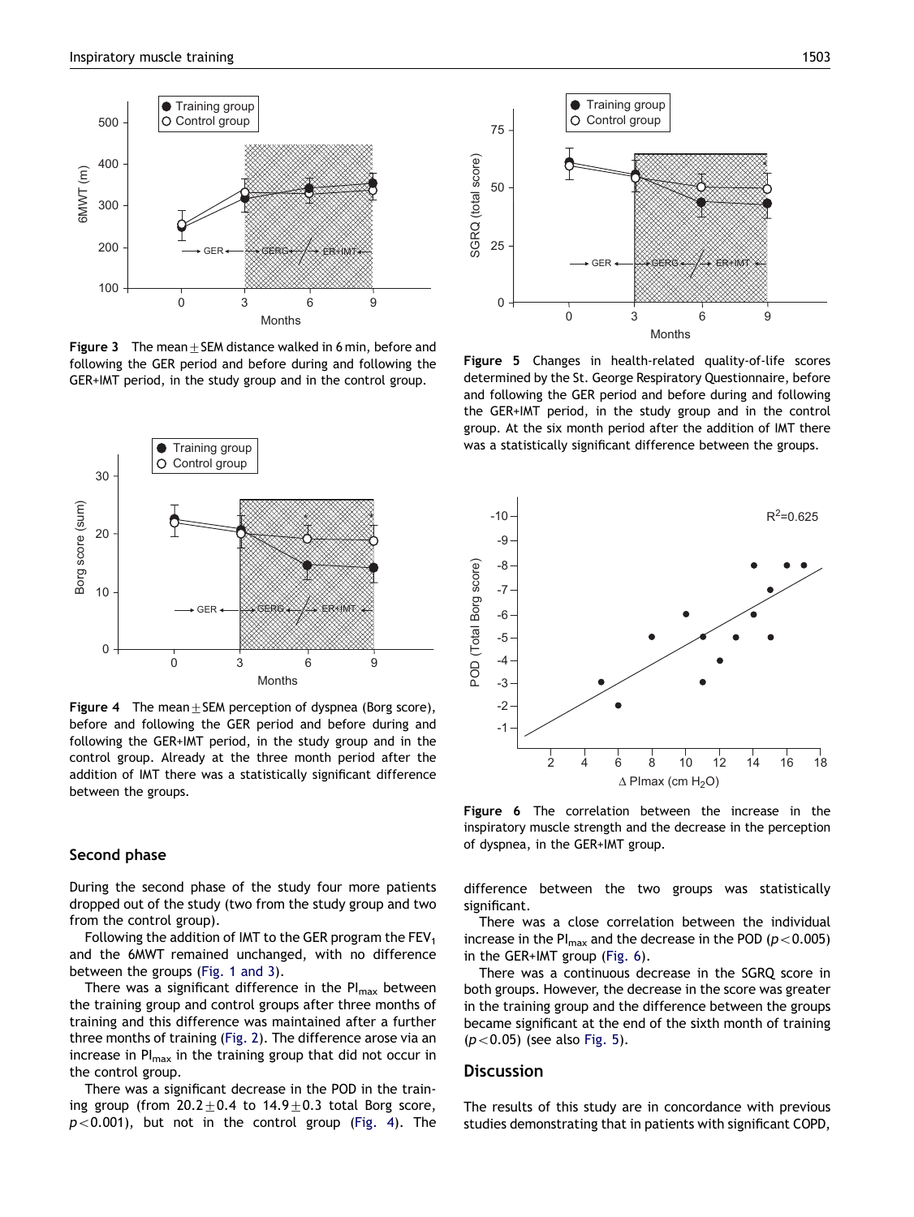**Figure 3** The mean ± SEM distance walked in 6 min, before and following the GER period and before during and following the GER+IMT period, in the study group and in the control group.

**Figure 4** The mean ± SEM perception of dyspnea (Borg score), before and following the GER period and before during and following the GER+IMT period, in the study group and in the control group. Already at the three month period after the addition of IMT there was a statistically significant difference between the groups.

**Figure 5** Changes in health-related quality-of-life scores determined by the St. George Respiratory Questionnaire, before and following the GER period and before during and following the GER+IMT period, in the study group and in the control group. At the six month period after the addition of IMT there was a statistically significant difference between the groups.

**Figure 6** The correlation between the increase in the inspiratory muscle strength and the decrease in the perception of dyspnea, in the GER+IMT group.

## Second phase

During the second phase of the study four more patients dropped out of the study (two from the study group and two from the control group).

Following the addition of IMT to the GER program the $FEV_1$ and the 6MWT remained unchanged, with no difference between the groups (Fig. 1 and 3).

There was a significant difference in the $PI_{max}$ between the training group and control groups after three months of training and this difference was maintained after a further three months of training (Fig. 2). The difference arose via an increase in $PI_{max}$ in the training group that did not occur in the control group.

There was a significant decrease in the POD in the training group (from $20.2 \pm 0.4$ to $14.9 \pm 0.3$ total Borg score, $p < 0.001$), but not in the control group (Fig. 4). The difference between the two groups was statistically significant.

There was a close correlation between the individual increase in the $PI_{max}$ and the decrease in the POD ($p < 0.005$) in the GER+IMT group (Fig. 6).

There was a continuous decrease in the SGRQ score in both groups. However, the decrease in the score was greater in the training group and the difference between the groups became significant at the end of the sixth month of training ($p < 0.05$) (see also Fig. 5).

## Discussion

The results of this study are in concordance with previous studies demonstrating that in patients with significant COPD,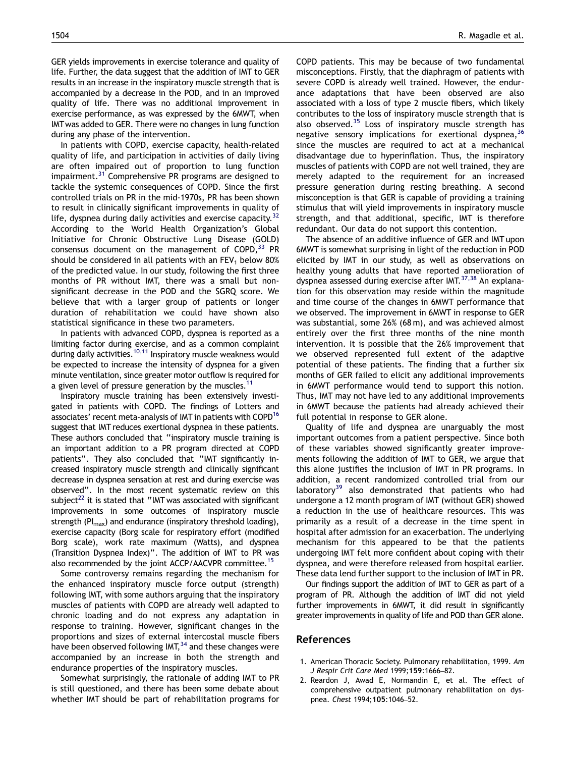GER yields improvements in exercise tolerance and quality of life. Further, the data suggest that the addition of IMT to GER results in an increase in the inspiratory muscle strength that is accompanied by a decrease in the POD, and in an improved quality of life. There was no additional improvement in exercise performance, as was expressed by the 6MWT, when IMT was added to GER. There were no changes in lung function during any phase of the intervention.

In patients with COPD, exercise capacity, health-related quality of life, and participation in activities of daily living are often impaired out of proportion to lung function impairment.[31] Comprehensive PR programs are designed to tackle the systemic consequences of COPD. Since the first controlled trials on PR in the mid-1970s, PR has been shown to result in clinically significant improvements in quality of life, dyspnea during daily activities and exercise capacity.[32] According to the World Health Organization's Global Initiative for Chronic Obstructive Lung Disease (GOLD) consensus document on the management of COPD,[33] PR should be considered in all patients with an $FEV_1$ below 80% of the predicted value. In our study, following the first three months of PR without IMT, there was a small but non-significant decrease in the POD and the SGRQ score. We believe that with a larger group of patients or longer duration of rehabilitation we could have shown also statistical significance in these two parameters.

In patients with advanced COPD, dyspnea is reported as a limiting factor during exercise, and as a common complaint during daily activities.[10,11] Inspiratory muscle weakness would be expected to increase the intensity of dyspnea for a given minute ventilation, since greater motor outflow is required for a given level of pressure generation by the muscles.[11]

Inspiratory muscle training has been extensively investigated in patients with COPD. The findings of Lotters and associates' recent meta-analysis of IMT in patients with COPD[16] suggest that IMT reduces exertional dyspnea in these patients. These authors concluded that "inspiratory muscle training is an important addition to a PR program directed at COPD patients". They also concluded that "IMT significantly increased inspiratory muscle strength and clinically significant decrease in dyspnea sensation at rest and during exercise was observed". In the most recent systematic review on this subject[22] it is stated that "IMT was associated with significant improvements in some outcomes of inspiratory muscle strength ($PI_{max}$) and endurance (inspiratory threshold loading), exercise capacity (Borg scale for respiratory effort (modified Borg scale), work rate maximum (Watts), and dyspnea (Transition Dyspnea Index)". The addition of IMT to PR was also recommended by the joint ACCP/AACVPR committee.[15]

Some controversy remains regarding the mechanism for the enhanced inspiratory muscle force output (strength) following IMT, with some authors arguing that the inspiratory muscles of patients with COPD are already well adapted to chronic loading and do not express any adaptation in response to training. However, significant changes in the proportions and sizes of external intercostal muscle fibers have been observed following IMT,[34] and these changes were accompanied by an increase in both the strength and endurance properties of the inspiratory muscles.

Somewhat surprisingly, the rationale of adding IMT to PR is still questioned, and there has been some debate about whether IMT should be part of rehabilitation programs for COPD patients. This may be because of two fundamental misconceptions. Firstly, that the diaphragm of patients with severe COPD is already well trained. However, the endurance adaptations that have been observed are also associated with a loss of type 2 muscle fibers, which likely contributes to the loss of inspiratory muscle strength that is also observed.[35] Loss of inspiratory muscle strength has negative sensory implications for exertional dyspnea,[36] since the muscles are required to act at a mechanical disadvantage due to hyperinflation. Thus, the inspiratory muscles of patients with COPD are not well trained, they are merely adapted to the requirement for an increased pressure generation during resting breathing. A second misconception is that GER is capable of providing a training stimulus that will yield improvements in inspiratory muscle strength, and that additional, specific, IMT is therefore redundant. Our data do not support this contention.

The absence of an additive influence of GER and IMT upon 6MWT is somewhat surprising in light of the reduction in POD elicited by IMT in our study, as well as observations on healthy young adults that have reported amelioration of dyspnea assessed during exercise after IMT.[37,38] An explanation for this observation may reside within the magnitude and time course of the changes in 6MWT performance that we observed. The improvement in 6MWT in response to GER was substantial, some 26% (68 m), and was achieved almost entirely over the first three months of the nine month intervention. It is possible that the 26% improvement that we observed represented full extent of the adaptive potential of these patients. The finding that a further six months of GER failed to elicit any additional improvements in 6MWT performance would tend to support this notion. Thus, IMT may not have led to any additional improvements in 6MWT because the patients had already achieved their full potential in response to GER alone.

Quality of life and dyspnea are unarguably the most important outcomes from a patient perspective. Since both of these variables showed significantly greater improvements following the addition of IMT to GER, we argue that this alone justifies the inclusion of IMT in PR programs. In addition, a recent randomized controlled trial from our laboratory[39] also demonstrated that patients who had undergone a 12 month program of IMT (without GER) showed a reduction in the use of healthcare resources. This was primarily as a result of a decrease in the time spent in hospital after admission for an exacerbation. The underlying mechanism for this appeared to be that the patients undergoing IMT felt more confident about coping with their dyspnea, and were therefore released from hospital earlier. These data lend further support to the inclusion of IMT in PR.

Our findings support the addition of IMT to GER as part of a program of PR. Although the addition of IMT did not yield further improvements in 6MWT, it did result in significantly greater improvements in quality of life and POD than GER alone.

## References

1. American Thoracic Society. Pulmonary rehabilitation, 1999. *Am J Respir Crit Care Med* 1999;**159**:1666–82.
2. Reardon J, Awad E, Normandin E, et al. The effect of comprehensive outpatient pulmonary rehabilitation on dyspnea. *Chest* 1994;**105**:1046–52.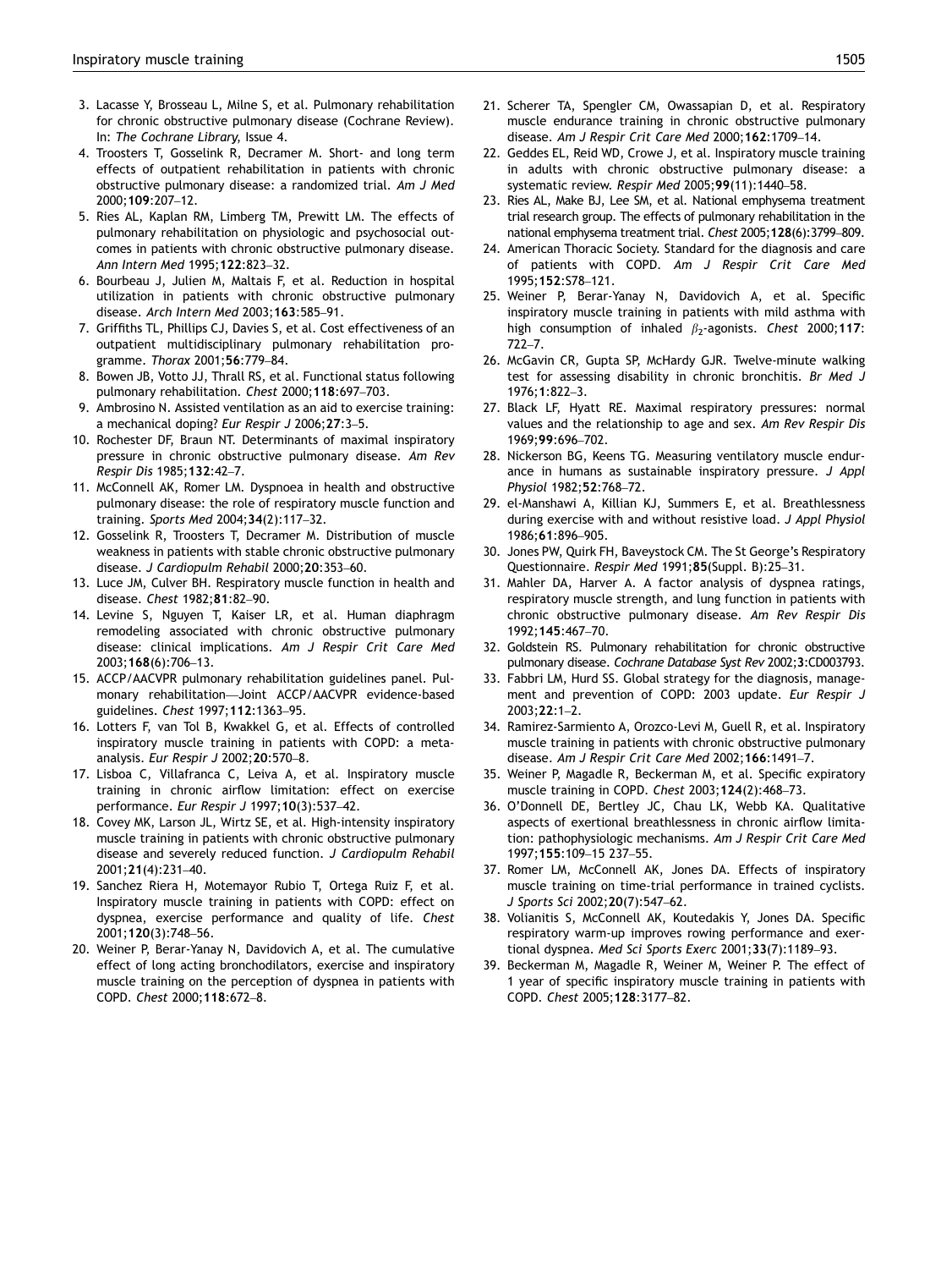3. Lacasse Y, Brosseau L, Milne S, et al. Pulmonary rehabilitation for chronic obstructive pulmonary disease (Cochrane Review). In: *The Cochrane Library*, Issue 4.
4. Troosters T, Gosselink R, Decramer M. Short- and long term effects of outpatient rehabilitation in patients with chronic obstructive pulmonary disease: a randomized trial. *Am J Med* 2000;**109**:207–12.
5. Ries AL, Kaplan RM, Limberg TM, Prewitt LM. The effects of pulmonary rehabilitation on physiologic and psychosocial outcomes in patients with chronic obstructive pulmonary disease. *Ann Intern Med* 1995;**122**:823–32.
6. Bourbeau J, Julien M, Maltais F, et al. Reduction in hospital utilization in patients with chronic obstructive pulmonary disease. *Arch Intern Med* 2003;**163**:585–91.
7. Griffiths TL, Phillips CJ, Davies S, et al. Cost effectiveness of an outpatient multidisciplinary pulmonary rehabilitation programme. *Thorax* 2001;**56**:779–84.
8. Bowen JB, Votto JJ, Thrall RS, et al. Functional status following pulmonary rehabilitation. *Chest* 2000;**118**:697–703.
9. Ambrosino N. Assisted ventilation as an aid to exercise training: a mechanical doping? *Eur Respir J* 2006;**27**:3–5.
10. Rochester DF, Braun NT. Determinants of maximal inspiratory pressure in chronic obstructive pulmonary disease. *Am Rev Respir Dis* 1985;**132**:42–7.
11. McConnell AK, Romer LM. Dyspnoea in health and obstructive pulmonary disease: the role of respiratory muscle function and training. *Sports Med* 2004;**34**(2):117–32.
12. Gosselink R, Troosters T, Decramer M. Distribution of muscle weakness in patients with stable chronic obstructive pulmonary disease. *J Cardiopulm Rehabil* 2000;**20**:353–60.
13. Luce JM, Culver BH. Respiratory muscle function in health and disease. *Chest* 1982;**81**:82–90.
14. Levine S, Nguyen T, Kaiser LR, et al. Human diaphragm remodeling associated with chronic obstructive pulmonary disease: clinical implications. *Am J Respir Crit Care Med* 2003;**168**(6):706–13.
15. ACCP/AACVPR pulmonary rehabilitation guidelines panel. Pulmonary rehabilitation—Joint ACCP/AACVPR evidence-based guidelines. *Chest* 1997;**112**:1363–95.
16. Lotters F, van Tol B, Kwakkel G, et al. Effects of controlled inspiratory muscle training in patients with COPD: a meta-analysis. *Eur Respir J* 2002;**20**:570–8.
17. Lisboa C, Villafranca C, Leiva A, et al. Inspiratory muscle training in chronic airflow limitation: effect on exercise performance. *Eur Respir J* 1997;**10**(3):537–42.
18. Covey MK, Larson JL, Wirtz SE, et al. High-intensity inspiratory muscle training in patients with chronic obstructive pulmonary disease and severely reduced function. *J Cardiopulm Rehabil* 2001;**21**(4):231–40.
19. Sanchez Riera H, Motemayor Rubio T, Ortega Ruiz F, et al. Inspiratory muscle training in patients with COPD: effect on dyspnea, exercise performance and quality of life. *Chest* 2001;**120**(3):748–56.
20. Weiner P, Berar-Yanay N, Davidovich A, et al. The cumulative effect of long acting bronchodilators, exercise and inspiratory muscle training on the perception of dyspnea in patients with COPD. *Chest* 2000;**118**:672–8.
21. Scherer TA, Spengler CM, Owassapian D, et al. Respiratory muscle endurance training in chronic obstructive pulmonary disease. *Am J Respir Crit Care Med* 2000;**162**:1709–14.
22. Geddes EL, Reid WD, Crowe J, et al. Inspiratory muscle training in adults with chronic obstructive pulmonary disease: a systematic review. *Respir Med* 2005;**99**(11):1440–58.
23. Ries AL, Make BJ, Lee SM, et al. National emphysema treatment trial research group. The effects of pulmonary rehabilitation in the national emphysema treatment trial. *Chest* 2005;**128**(6):3799–809.
24. American Thoracic Society. Standard for the diagnosis and care of patients with COPD. *Am J Respir Crit Care Med* 1995;**152**:S78–121.
25. Weiner P, Berar-Yanay N, Davidovich A, et al. Specific inspiratory muscle training in patients with mild asthma with high consumption of inhaled $\beta_2$-agonists. *Chest* 2000;**117**:722–7.
26. McGavin CR, Gupta SP, McHardy GJR. Twelve-minute walking test for assessing disability in chronic bronchitis. *Br Med J* 1976;**1**:822–3.
27. Black LF, Hyatt RE. Maximal respiratory pressures: normal values and the relationship to age and sex. *Am Rev Respir Dis* 1969;**99**:696–702.
28. Nickerson BG, Keens TG. Measuring ventilatory muscle endurance in humans as sustainable inspiratory pressure. *J Appl Physiol* 1982;**52**:768–72.
29. el-Manshawi A, Killian KJ, Summers E, et al. Breathlessness during exercise with and without resistive load. *J Appl Physiol* 1986;**61**:896–905.
30. Jones PW, Quirk FH, Baveystock CM. The St George's Respiratory Questionnaire. *Respir Med* 1991;**85**(Suppl. B):25–31.
31. Mahler DA, Harver A. A factor analysis of dyspnea ratings, respiratory muscle strength, and lung function in patients with chronic obstructive pulmonary disease. *Am Rev Respir Dis* 1992;**145**:467–70.
32. Goldstein RS. Pulmonary rehabilitation for chronic obstructive pulmonary disease. *Cochrane Database Syst Rev* 2002;**3**:CD003793.
33. Fabbri LM, Hurd SS. Global strategy for the diagnosis, management and prevention of COPD: 2003 update. *Eur Respir J* 2003;**22**:1–2.
34. Ramirez-Sarmiento A, Orozco-Levi M, Guell R, et al. Inspiratory muscle training in patients with chronic obstructive pulmonary disease. *Am J Respir Crit Care Med* 2002;**166**:1491–7.
35. Weiner P, Magadle R, Beckerman M, et al. Specific expiratory muscle training in COPD. *Chest* 2003;**124**(2):468–73.
36. O'Donnell DE, Bertley JC, Chau LK, Webb KA. Qualitative aspects of exertional breathlessness in chronic airflow limitation: pathophysiologic mechanisms. *Am J Respir Crit Care Med* 1997;**155**:109–15 237–55.
37. Romer LM, McConnell AK, Jones DA. Effects of inspiratory muscle training on time-trial performance in trained cyclists. *J Sports Sci* 2002;**20**(7):547–62.
38. Volianitis S, McConnell AK, Koutedakis Y, Jones DA. Specific respiratory warm-up improves rowing performance and exertional dyspnea. *Med Sci Sports Exerc* 2001;**33**(7):1189–93.
39. Beckerman M, Magadle R, Weiner M, Weiner P. The effect of 1 year of specific inspiratory muscle training in patients with COPD. *Chest* 2005;**128**:3177–82.